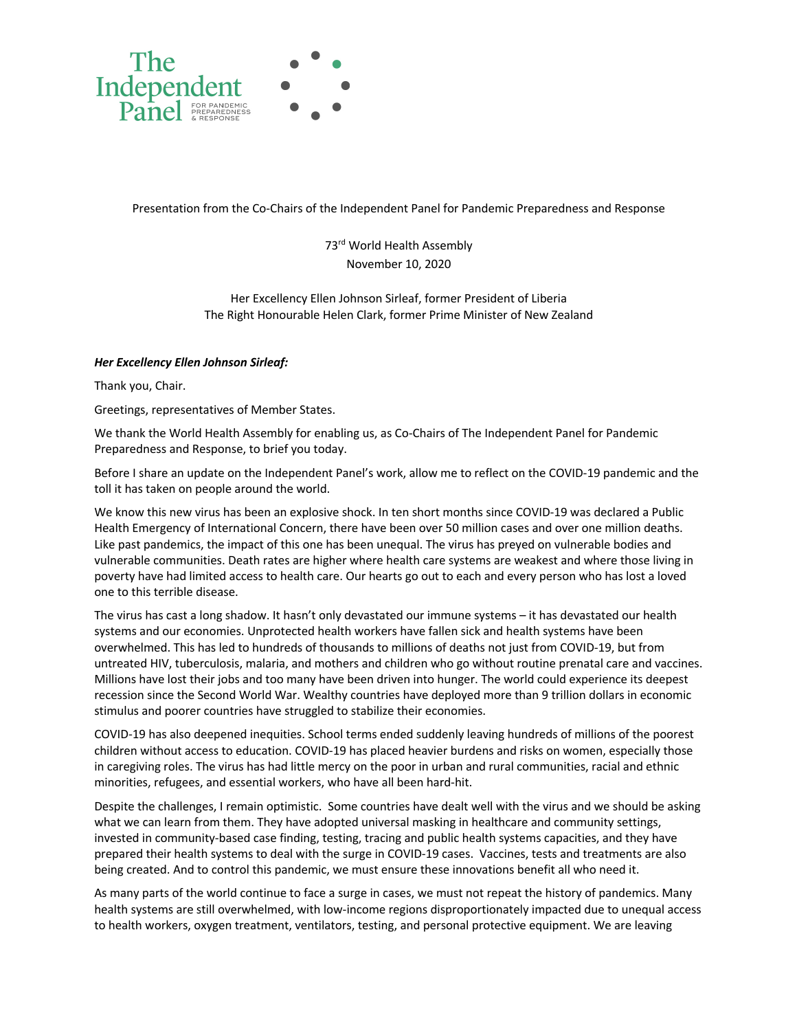The Independent Panel FOR PANDEMIC PREPAREDNESS & RESPONSE

Presentation from the Co-Chairs of the Independent Panel for Pandemic Preparedness and Response

73rd World Health Assembly
November 10, 2020

Her Excellency Ellen Johnson Sirleaf, former President of Liberia
The Right Honourable Helen Clark, former Prime Minister of New Zealand

***Her Excellency Ellen Johnson Sirleaf:***

Thank you, Chair.

Greetings, representatives of Member States.

We thank the World Health Assembly for enabling us, as Co-Chairs of The Independent Panel for Pandemic Preparedness and Response, to brief you today.

Before I share an update on the Independent Panel's work, allow me to reflect on the COVID-19 pandemic and the toll it has taken on people around the world.

We know this new virus has been an explosive shock. In ten short months since COVID-19 was declared a Public Health Emergency of International Concern, there have been over 50 million cases and over one million deaths. Like past pandemics, the impact of this one has been unequal. The virus has preyed on vulnerable bodies and vulnerable communities. Death rates are higher where health care systems are weakest and where those living in poverty have had limited access to health care. Our hearts go out to each and every person who has lost a loved one to this terrible disease.

The virus has cast a long shadow. It hasn't only devastated our immune systems – it has devastated our health systems and our economies. Unprotected health workers have fallen sick and health systems have been overwhelmed. This has led to hundreds of thousands to millions of deaths not just from COVID-19, but from untreated HIV, tuberculosis, malaria, and mothers and children who go without routine prenatal care and vaccines. Millions have lost their jobs and too many have been driven into hunger. The world could experience its deepest recession since the Second World War. Wealthy countries have deployed more than 9 trillion dollars in economic stimulus and poorer countries have struggled to stabilize their economies.

COVID-19 has also deepened inequities. School terms ended suddenly leaving hundreds of millions of the poorest children without access to education. COVID-19 has placed heavier burdens and risks on women, especially those in caregiving roles. The virus has had little mercy on the poor in urban and rural communities, racial and ethnic minorities, refugees, and essential workers, who have all been hard-hit.

Despite the challenges, I remain optimistic. Some countries have dealt well with the virus and we should be asking what we can learn from them. They have adopted universal masking in healthcare and community settings, invested in community-based case finding, testing, tracing and public health systems capacities, and they have prepared their health systems to deal with the surge in COVID-19 cases. Vaccines, tests and treatments are also being created. And to control this pandemic, we must ensure these innovations benefit all who need it.

As many parts of the world continue to face a surge in cases, we must not repeat the history of pandemics. Many health systems are still overwhelmed, with low-income regions disproportionately impacted due to unequal access to health workers, oxygen treatment, ventilators, testing, and personal protective equipment. We are leaving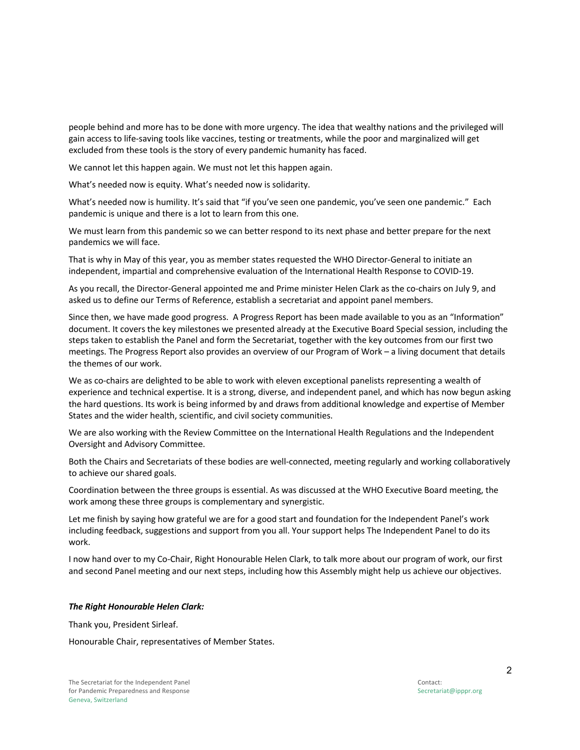people behind and more has to be done with more urgency. The idea that wealthy nations and the privileged will gain access to life-saving tools like vaccines, testing or treatments, while the poor and marginalized will get excluded from these tools is the story of every pandemic humanity has faced.

We cannot let this happen again. We must not let this happen again.

What's needed now is equity. What's needed now is solidarity.

What's needed now is humility. It's said that "if you've seen one pandemic, you've seen one pandemic." Each pandemic is unique and there is a lot to learn from this one.

We must learn from this pandemic so we can better respond to its next phase and better prepare for the next pandemics we will face.

That is why in May of this year, you as member states requested the WHO Director-General to initiate an independent, impartial and comprehensive evaluation of the International Health Response to COVID-19.

As you recall, the Director-General appointed me and Prime minister Helen Clark as the co-chairs on July 9, and asked us to define our Terms of Reference, establish a secretariat and appoint panel members.

Since then, we have made good progress. A Progress Report has been made available to you as an "Information" document. It covers the key milestones we presented already at the Executive Board Special session, including the steps taken to establish the Panel and form the Secretariat, together with the key outcomes from our first two meetings. The Progress Report also provides an overview of our Program of Work – a living document that details the themes of our work.

We as co-chairs are delighted to be able to work with eleven exceptional panelists representing a wealth of experience and technical expertise. It is a strong, diverse, and independent panel, and which has now begun asking the hard questions. Its work is being informed by and draws from additional knowledge and expertise of Member States and the wider health, scientific, and civil society communities.

We are also working with the Review Committee on the International Health Regulations and the Independent Oversight and Advisory Committee.

Both the Chairs and Secretariats of these bodies are well-connected, meeting regularly and working collaboratively to achieve our shared goals.

Coordination between the three groups is essential. As was discussed at the WHO Executive Board meeting, the work among these three groups is complementary and synergistic.

Let me finish by saying how grateful we are for a good start and foundation for the Independent Panel's work including feedback, suggestions and support from you all. Your support helps The Independent Panel to do its work.

I now hand over to my Co-Chair, Right Honourable Helen Clark, to talk more about our program of work, our first and second Panel meeting and our next steps, including how this Assembly might help us achieve our objectives.

***The Right Honourable Helen Clark:***

Thank you, President Sirleaf.

Honourable Chair, representatives of Member States.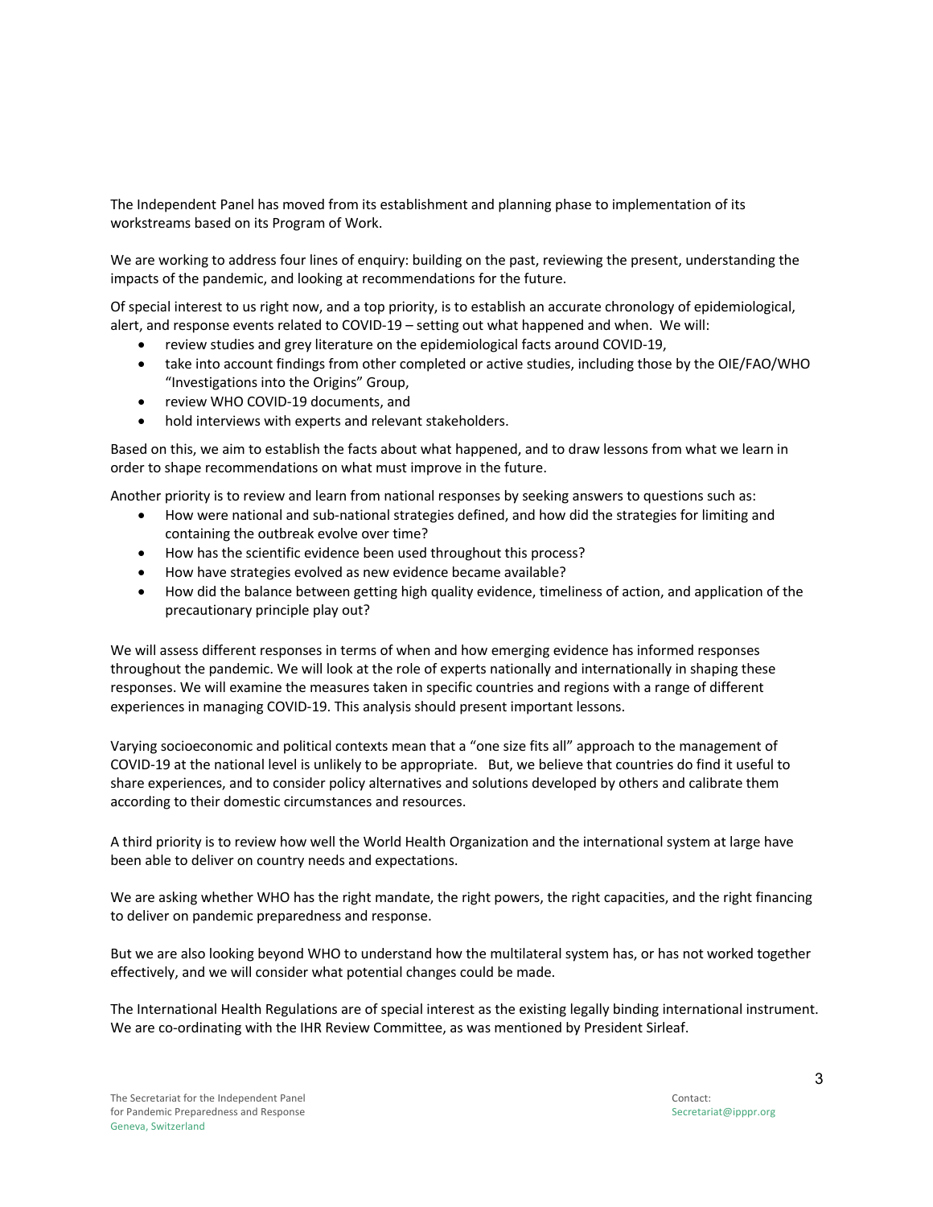The Independent Panel has moved from its establishment and planning phase to implementation of its workstreams based on its Program of Work.

We are working to address four lines of enquiry: building on the past, reviewing the present, understanding the impacts of the pandemic, and looking at recommendations for the future.

Of special interest to us right now, and a top priority, is to establish an accurate chronology of epidemiological, alert, and response events related to COVID-19 – setting out what happened and when. We will:

- review studies and grey literature on the epidemiological facts around COVID-19,
- take into account findings from other completed or active studies, including those by the OIE/FAO/WHO "Investigations into the Origins" Group,
- review WHO COVID-19 documents, and
- hold interviews with experts and relevant stakeholders.

Based on this, we aim to establish the facts about what happened, and to draw lessons from what we learn in order to shape recommendations on what must improve in the future.

Another priority is to review and learn from national responses by seeking answers to questions such as:

- How were national and sub-national strategies defined, and how did the strategies for limiting and containing the outbreak evolve over time?
- How has the scientific evidence been used throughout this process?
- How have strategies evolved as new evidence became available?
- How did the balance between getting high quality evidence, timeliness of action, and application of the precautionary principle play out?

We will assess different responses in terms of when and how emerging evidence has informed responses throughout the pandemic. We will look at the role of experts nationally and internationally in shaping these responses. We will examine the measures taken in specific countries and regions with a range of different experiences in managing COVID-19. This analysis should present important lessons.

Varying socioeconomic and political contexts mean that a "one size fits all" approach to the management of COVID-19 at the national level is unlikely to be appropriate. But, we believe that countries do find it useful to share experiences, and to consider policy alternatives and solutions developed by others and calibrate them according to their domestic circumstances and resources.

A third priority is to review how well the World Health Organization and the international system at large have been able to deliver on country needs and expectations.

We are asking whether WHO has the right mandate, the right powers, the right capacities, and the right financing to deliver on pandemic preparedness and response.

But we are also looking beyond WHO to understand how the multilateral system has, or has not worked together effectively, and we will consider what potential changes could be made.

The International Health Regulations are of special interest as the existing legally binding international instrument. We are co-ordinating with the IHR Review Committee, as was mentioned by President Sirleaf.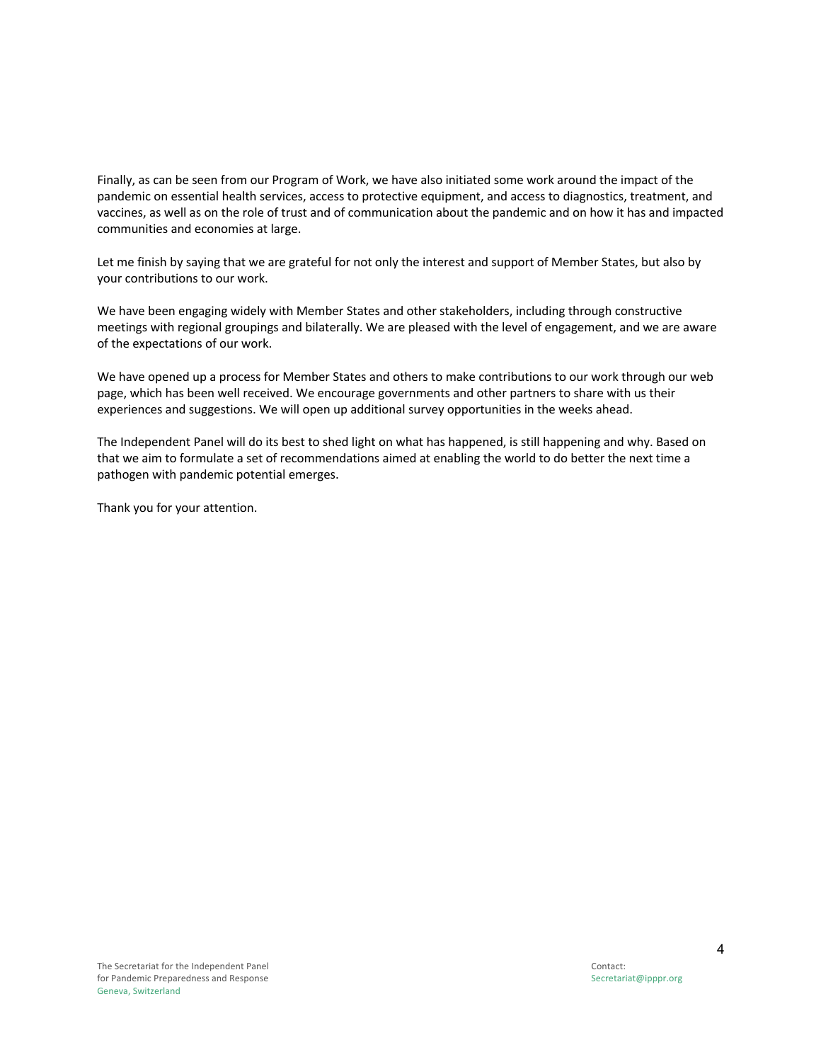Finally, as can be seen from our Program of Work, we have also initiated some work around the impact of the pandemic on essential health services, access to protective equipment, and access to diagnostics, treatment, and vaccines, as well as on the role of trust and of communication about the pandemic and on how it has and impacted communities and economies at large.

Let me finish by saying that we are grateful for not only the interest and support of Member States, but also by your contributions to our work.

We have been engaging widely with Member States and other stakeholders, including through constructive meetings with regional groupings and bilaterally. We are pleased with the level of engagement, and we are aware of the expectations of our work.

We have opened up a process for Member States and others to make contributions to our work through our web page, which has been well received. We encourage governments and other partners to share with us their experiences and suggestions. We will open up additional survey opportunities in the weeks ahead.

The Independent Panel will do its best to shed light on what has happened, is still happening and why. Based on that we aim to formulate a set of recommendations aimed at enabling the world to do better the next time a pathogen with pandemic potential emerges.

Thank you for your attention.